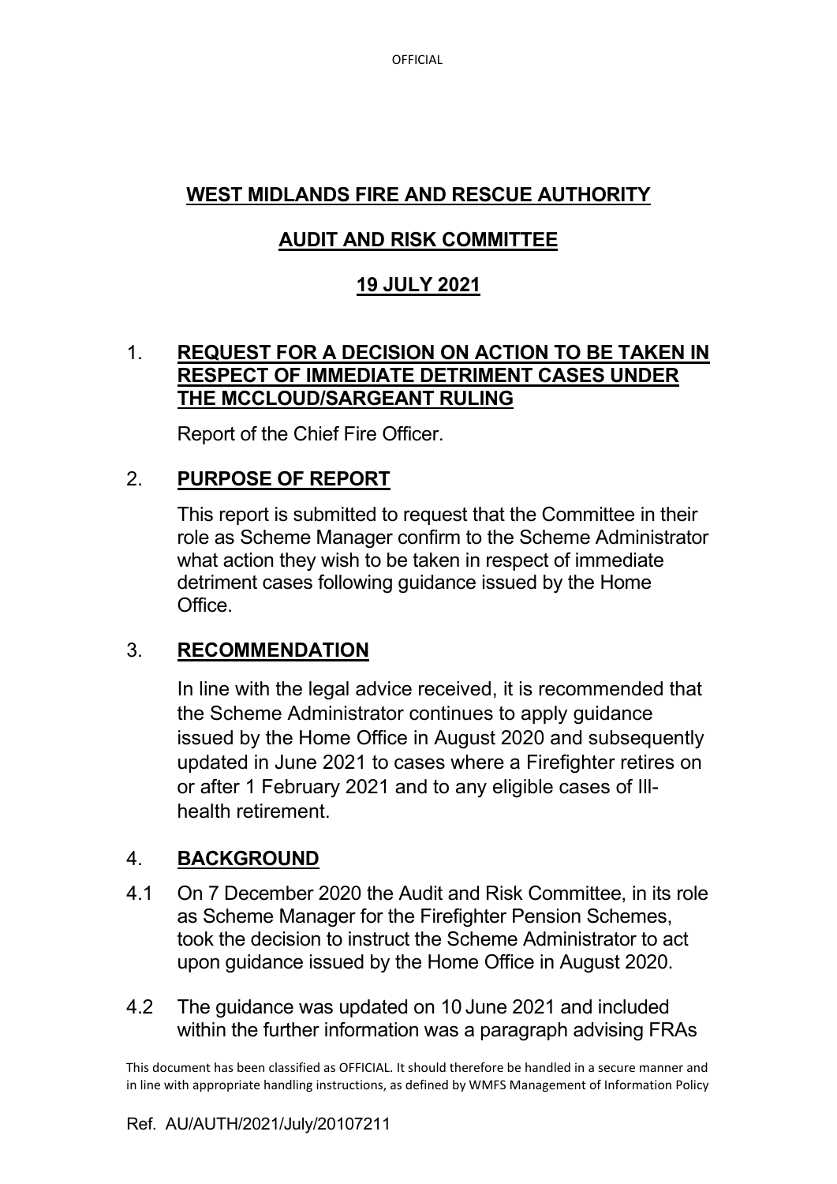# WEST MIDLANDS FIRE AND RESCUE AUTHORITY

## AUDIT AND RISK COMMITTEE

## 19 JULY 2021

1. **REQUEST FOR A DECISION ON ACTION TO BE TAKEN IN RESPECT OF IMMEDIATE DETRIMENT CASES UNDER THE MCCLOUD/SARGEANT RULING**

   Report of the Chief Fire Officer.

2. **PURPOSE OF REPORT**

   This report is submitted to request that the Committee in their role as Scheme Manager confirm to the Scheme Administrator what action they wish to be taken in respect of immediate detriment cases following guidance issued by the Home Office.

3. **RECOMMENDATION**

   In line with the legal advice received, it is recommended that the Scheme Administrator continues to apply guidance issued by the Home Office in August 2020 and subsequently updated in June 2021 to cases where a Firefighter retires on or after 1 February 2021 and to any eligible cases of Ill-health retirement.

4. **BACKGROUND**

4.1 On 7 December 2020 the Audit and Risk Committee, in its role as Scheme Manager for the Firefighter Pension Schemes, took the decision to instruct the Scheme Administrator to act upon guidance issued by the Home Office in August 2020.

4.2 The guidance was updated on 10 June 2021 and included within the further information was a paragraph advising FRAs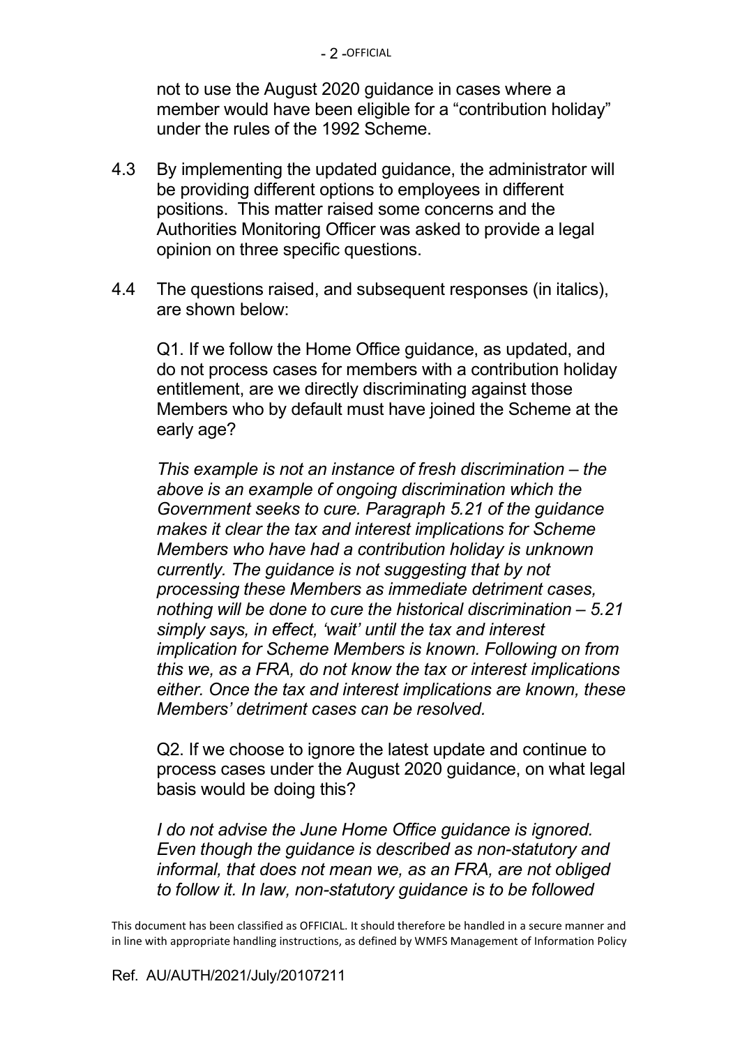not to use the August 2020 guidance in cases where a member would have been eligible for a "contribution holiday" under the rules of the 1992 Scheme.

4.3 By implementing the updated guidance, the administrator will be providing different options to employees in different positions. This matter raised some concerns and the Authorities Monitoring Officer was asked to provide a legal opinion on three specific questions.

4.4 The questions raised, and subsequent responses (in italics), are shown below:

Q1. If we follow the Home Office guidance, as updated, and do not process cases for members with a contribution holiday entitlement, are we directly discriminating against those Members who by default must have joined the Scheme at the early age?

*This example is not an instance of fresh discrimination – the above is an example of ongoing discrimination which the Government seeks to cure. Paragraph 5.21 of the guidance makes it clear the tax and interest implications for Scheme Members who have had a contribution holiday is unknown currently. The guidance is not suggesting that by not processing these Members as immediate detriment cases, nothing will be done to cure the historical discrimination – 5.21 simply says, in effect, 'wait' until the tax and interest implication for Scheme Members is known. Following on from this we, as a FRA, do not know the tax or interest implications either. Once the tax and interest implications are known, these Members' detriment cases can be resolved.*

Q2. If we choose to ignore the latest update and continue to process cases under the August 2020 guidance, on what legal basis would be doing this?

*I do not advise the June Home Office guidance is ignored. Even though the guidance is described as non-statutory and informal, that does not mean we, as an FRA, are not obliged to follow it. In law, non-statutory guidance is to be followed*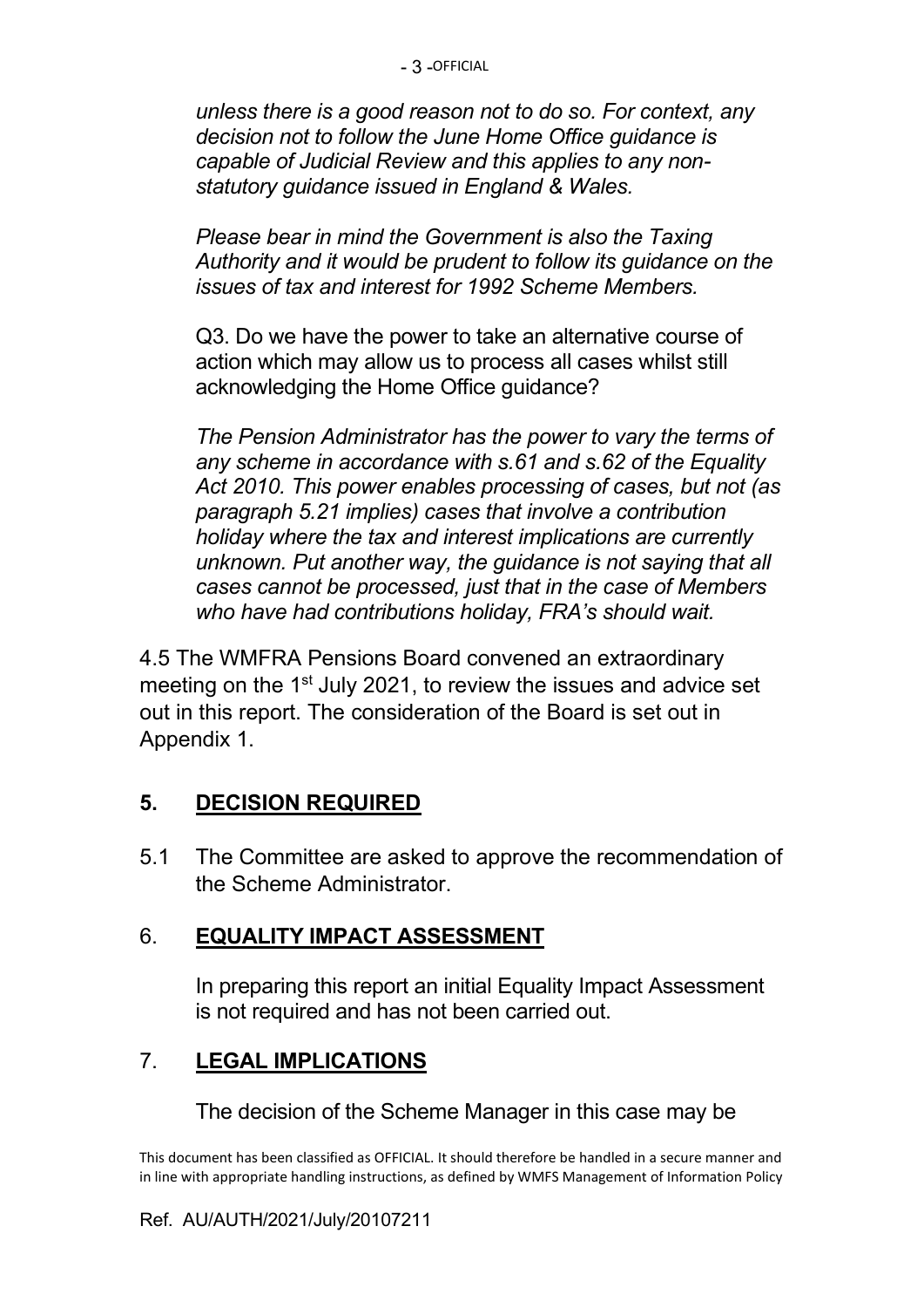*unless there is a good reason not to do so. For context, any decision not to follow the June Home Office guidance is capable of Judicial Review and this applies to any non-statutory guidance issued in England & Wales.*

*Please bear in mind the Government is also the Taxing Authority and it would be prudent to follow its guidance on the issues of tax and interest for 1992 Scheme Members.*

Q3. Do we have the power to take an alternative course of action which may allow us to process all cases whilst still acknowledging the Home Office guidance?

*The Pension Administrator has the power to vary the terms of any scheme in accordance with s.61 and s.62 of the Equality Act 2010. This power enables processing of cases, but not (as paragraph 5.21 implies) cases that involve a contribution holiday where the tax and interest implications are currently unknown. Put another way, the guidance is not saying that all cases cannot be processed, just that in the case of Members who have had contributions holiday, FRA's should wait.*

4.5 The WMFRA Pensions Board convened an extraordinary meeting on the 1st July 2021, to review the issues and advice set out in this report. The consideration of the Board is set out in Appendix 1.

## 5. DECISION REQUIRED

5.1 The Committee are asked to approve the recommendation of the Scheme Administrator.

## 6. EQUALITY IMPACT ASSESSMENT

In preparing this report an initial Equality Impact Assessment is not required and has not been carried out.

## 7. LEGAL IMPLICATIONS

The decision of the Scheme Manager in this case may be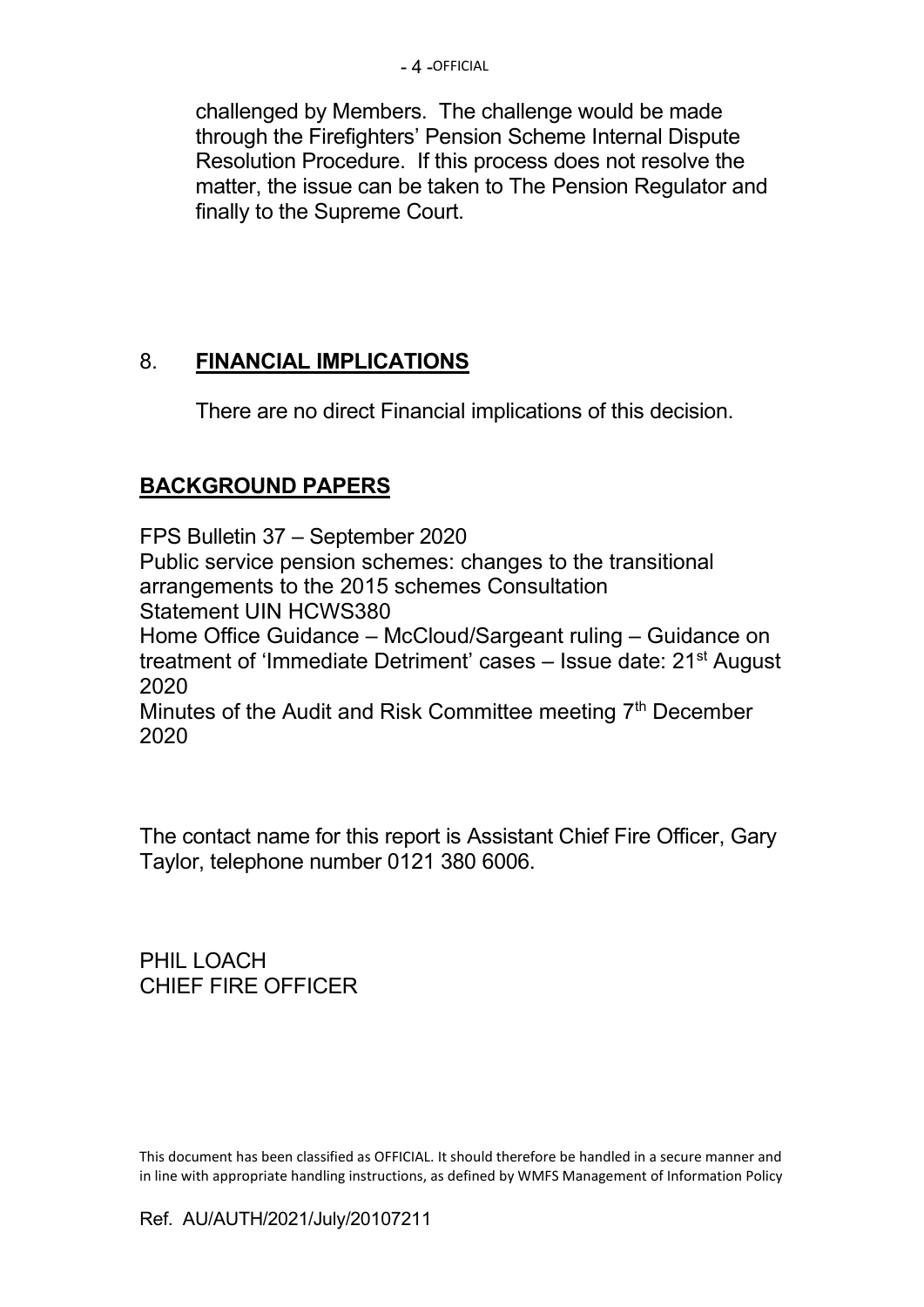challenged by Members. The challenge would be made through the Firefighters' Pension Scheme Internal Dispute Resolution Procedure. If this process does not resolve the matter, the issue can be taken to The Pension Regulator and finally to the Supreme Court.

## 8. FINANCIAL IMPLICATIONS

There are no direct Financial implications of this decision.

## BACKGROUND PAPERS

FPS Bulletin 37 – September 2020
Public service pension schemes: changes to the transitional arrangements to the 2015 schemes Consultation
Statement UIN HCWS380
Home Office Guidance – McCloud/Sargeant ruling – Guidance on treatment of 'Immediate Detriment' cases – Issue date: 21st August 2020
Minutes of the Audit and Risk Committee meeting 7th December 2020

The contact name for this report is Assistant Chief Fire Officer, Gary Taylor, telephone number 0121 380 6006.

PHIL LOACH
CHIEF FIRE OFFICER

This document has been classified as OFFICIAL. It should therefore be handled in a secure manner and in line with appropriate handling instructions, as defined by WMFS Management of Information Policy

Ref. AU/AUTH/2021/July/20107211